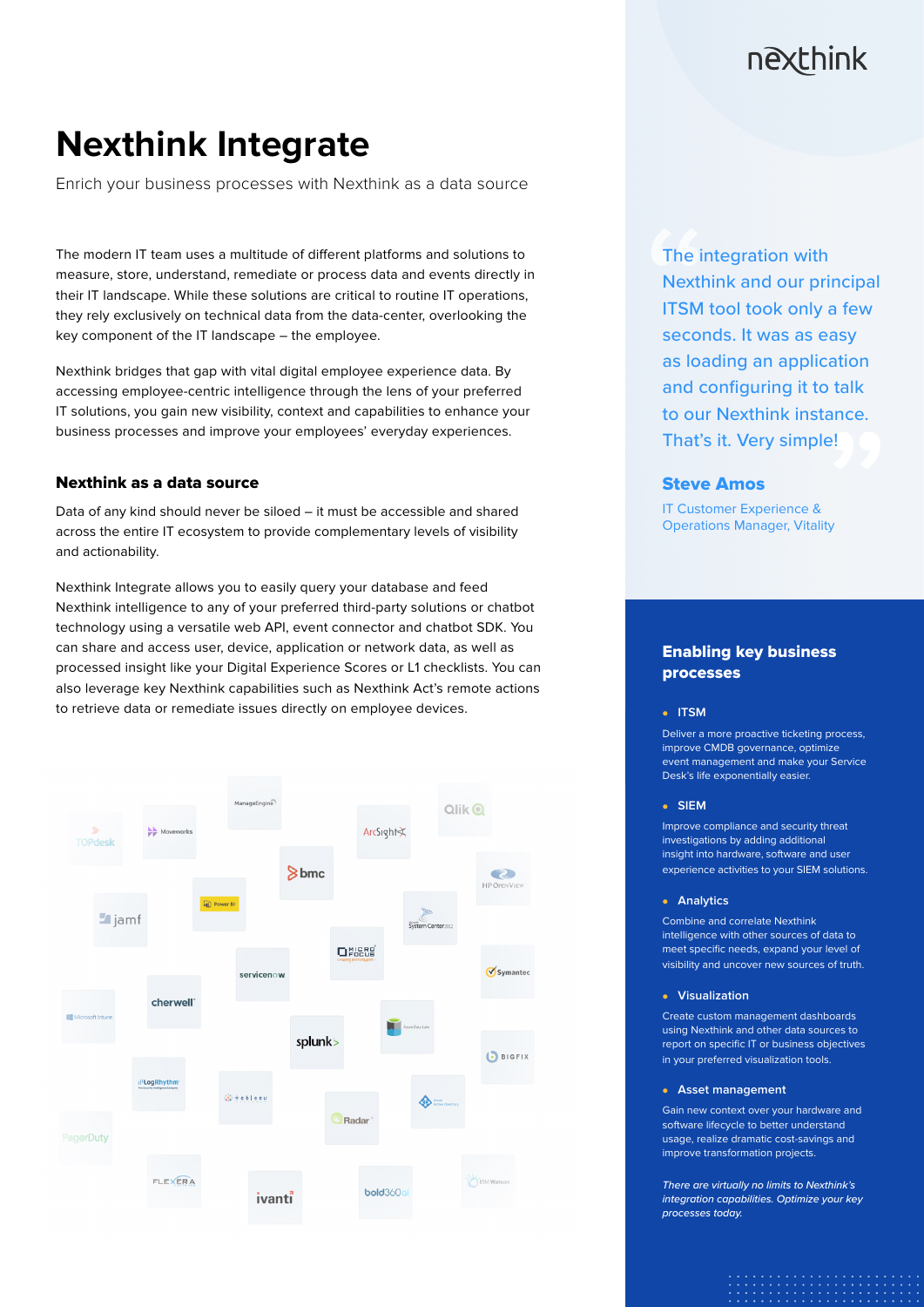# Nexthink Integrate

Enrich your business processes with Nexthink as a data source

The modern IT team uses a multitude of different platforms and solutions to measure, store, understand, remediate or process data and events directly in their IT landscape. While these solutions are critical to routine IT operations, they rely exclusively on technical data from the data-center, overlooking the key component of the IT landscape – the employee.

Nexthink bridges that gap with vital digital employee experience data. By accessing employee-centric intelligence through the lens of your preferred IT solutions, you gain new visibility, context and capabilities to enhance your business processes and improve your employees' everyday experiences.

### Nexthink as a data source

Data of any kind should never be siloed – it must be accessible and shared across the entire IT ecosystem to provide complementary levels of visibility and actionability.

Nexthink Integrate allows you to easily query your database and feed Nexthink intelligence to any of your preferred third-party solutions or chatbot technology using a versatile web API, event connector and chatbot SDK. You can share and access user, device, application or network data, as well as processed insight like your Digital Experience Scores or L1 checklists. You can also leverage key Nexthink capabilities such as Nexthink Act's remote actions to retrieve data or remediate issues directly on employee devices.

> "The integration with Nexthink and our principal ITSM tool took only a few seconds. It was as easy as loading an application and configuring it to talk to our Nexthink instance. That's it. Very simple!"
>
> **Steve Amos**
> IT Customer Experience & Operations Manager, Vitality

### Enabling key business processes

- **ITSM**

  Deliver a more proactive ticketing process, improve CMDB governance, optimize event management and make your Service Desk's life exponentially easier.

- **SIEM**

  Improve compliance and security threat investigations by adding additional insight into hardware, software and user experience activities to your SIEM solutions.

- **Analytics**

  Combine and correlate Nexthink intelligence with other sources of data to meet specific needs, expand your level of visibility and uncover new sources of truth.

- **Visualization**

  Create custom management dashboards using Nexthink and other data sources to report on specific IT or business objectives in your preferred visualization tools.

- **Asset management**

  Gain new context over your hardware and software lifecycle to better understand usage, realize dramatic cost-savings and improve transformation projects.

*There are virtually no limits to Nexthink's integration capabilities. Optimize your key processes today.*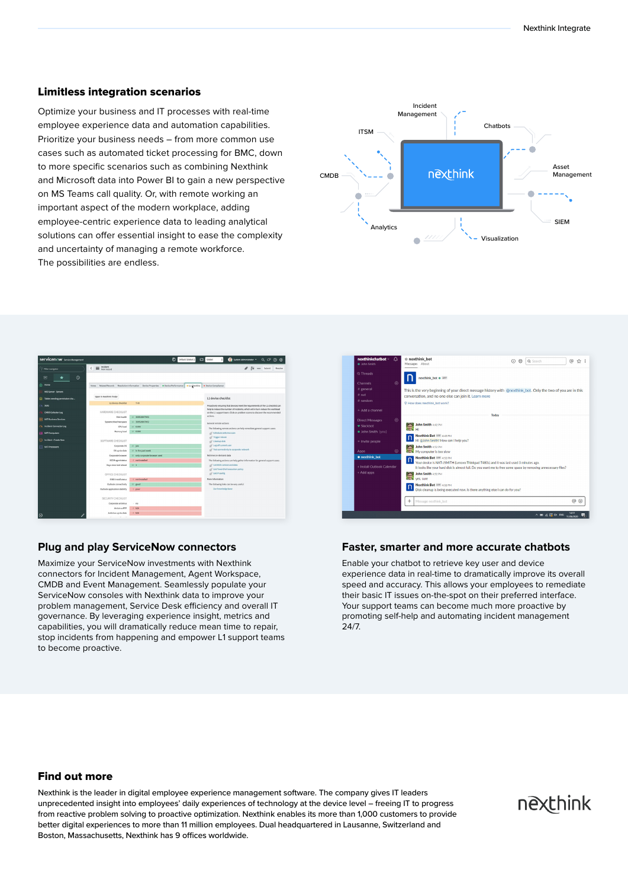## Limitless integration scenarios

Optimize your business and IT processes with real-time employee experience data and automation capabilities. Prioritize your business needs – from more common use cases such as automated ticket processing for BMC, down to more specific scenarios such as combining Nexthink and Microsoft data into Power BI to gain a new perspective on MS Teams call quality. Or, with remote working an important aspect of the modern workplace, adding employee-centric experience data to leading analytical solutions can offer essential insight to ease the complexity and uncertainty of managing a remote workforce. The possibilities are endless.

Incident Management
ITSM
Chatbots
CMDB
nexthink
Asset Management
Analytics
SIEM
Visualization

## Plug and play ServiceNow connectors

Maximize your ServiceNow investments with Nexthink connectors for Incident Management, Agent Workspace, CMDB and Event Management. Seamlessly populate your ServiceNow consoles with Nexthink data to improve your problem management, Service Desk efficiency and overall IT governance. By leveraging experience insight, metrics and capabilities, you will dramatically reduce mean time to repair, stop incidents from happening and empower L1 support teams to become proactive.

## Faster, smarter and more accurate chatbots

Enable your chatbot to retrieve key user and device experience data in real-time to dramatically improve its overall speed and accuracy. This allows your employees to remediate their basic IT issues on-the-spot on their preferred interface. Your support teams can become much more proactive by promoting self-help and automating incident management 24/7.

## Find out more

Nexthink is the leader in digital employee experience management software. The company gives IT leaders unprecedented insight into employees' daily experiences of technology at the device level – freeing IT to progress from reactive problem solving to proactive optimization. Nexthink enables its more than 1,000 customers to provide better digital experiences to more than 11 million employees. Dual headquartered in Lausanne, Switzerland and Boston, Massachusetts, Nexthink has 9 offices worldwide.

nexthink